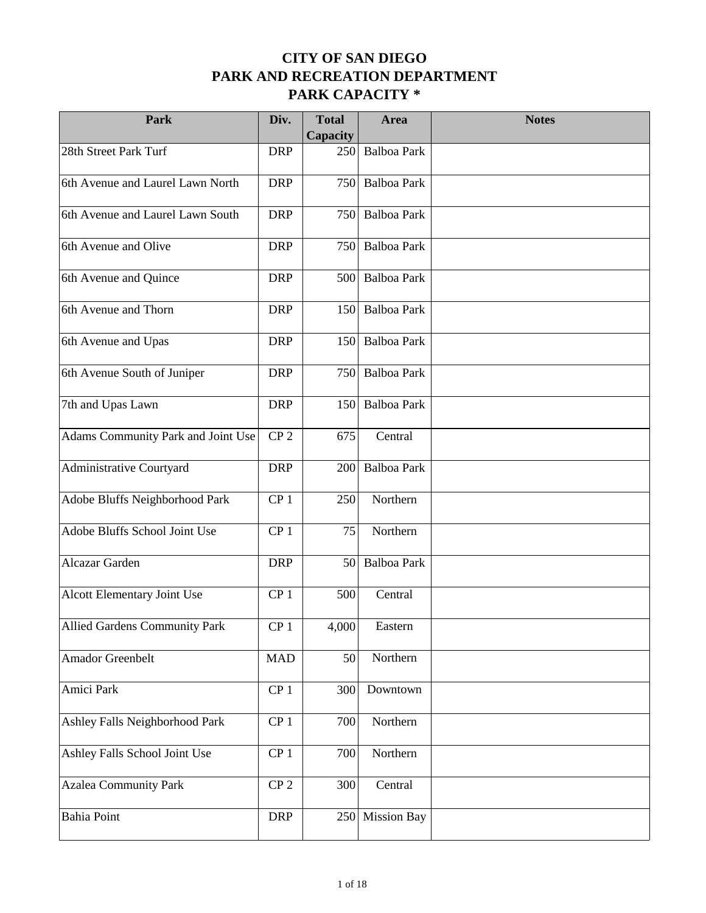# CITY OF SAN DIEGO
# PARK AND RECREATION DEPARTMENT
# PARK CAPACITY *

| Park | Div. | Total Capacity | Area | Notes |
|---|---|---|---|---|
| 28th Street Park Turf | DRP | 250 | Balboa Park | |
| 6th Avenue and Laurel Lawn North | DRP | 750 | Balboa Park | |
| 6th Avenue and Laurel Lawn South | DRP | 750 | Balboa Park | |
| 6th Avenue and Olive | DRP | 750 | Balboa Park | |
| 6th Avenue and Quince | DRP | 500 | Balboa Park | |
| 6th Avenue and Thorn | DRP | 150 | Balboa Park | |
| 6th Avenue and Upas | DRP | 150 | Balboa Park | |
| 6th Avenue South of Juniper | DRP | 750 | Balboa Park | |
| 7th and Upas Lawn | DRP | 150 | Balboa Park | |
| Adams Community Park and Joint Use | CP 2 | 675 | Central | |
| Administrative Courtyard | DRP | 200 | Balboa Park | |
| Adobe Bluffs Neighborhood Park | CP 1 | 250 | Northern | |
| Adobe Bluffs School Joint Use | CP 1 | 75 | Northern | |
| Alcazar Garden | DRP | 50 | Balboa Park | |
| Alcott Elementary Joint Use | CP 1 | 500 | Central | |
| Allied Gardens Community Park | CP 1 | 4,000 | Eastern | |
| Amador Greenbelt | MAD | 50 | Northern | |
| Amici Park | CP 1 | 300 | Downtown | |
| Ashley Falls Neighborhood Park | CP 1 | 700 | Northern | |
| Ashley Falls School Joint Use | CP 1 | 700 | Northern | |
| Azalea Community Park | CP 2 | 300 | Central | |
| Bahia Point | DRP | 250 | Mission Bay | |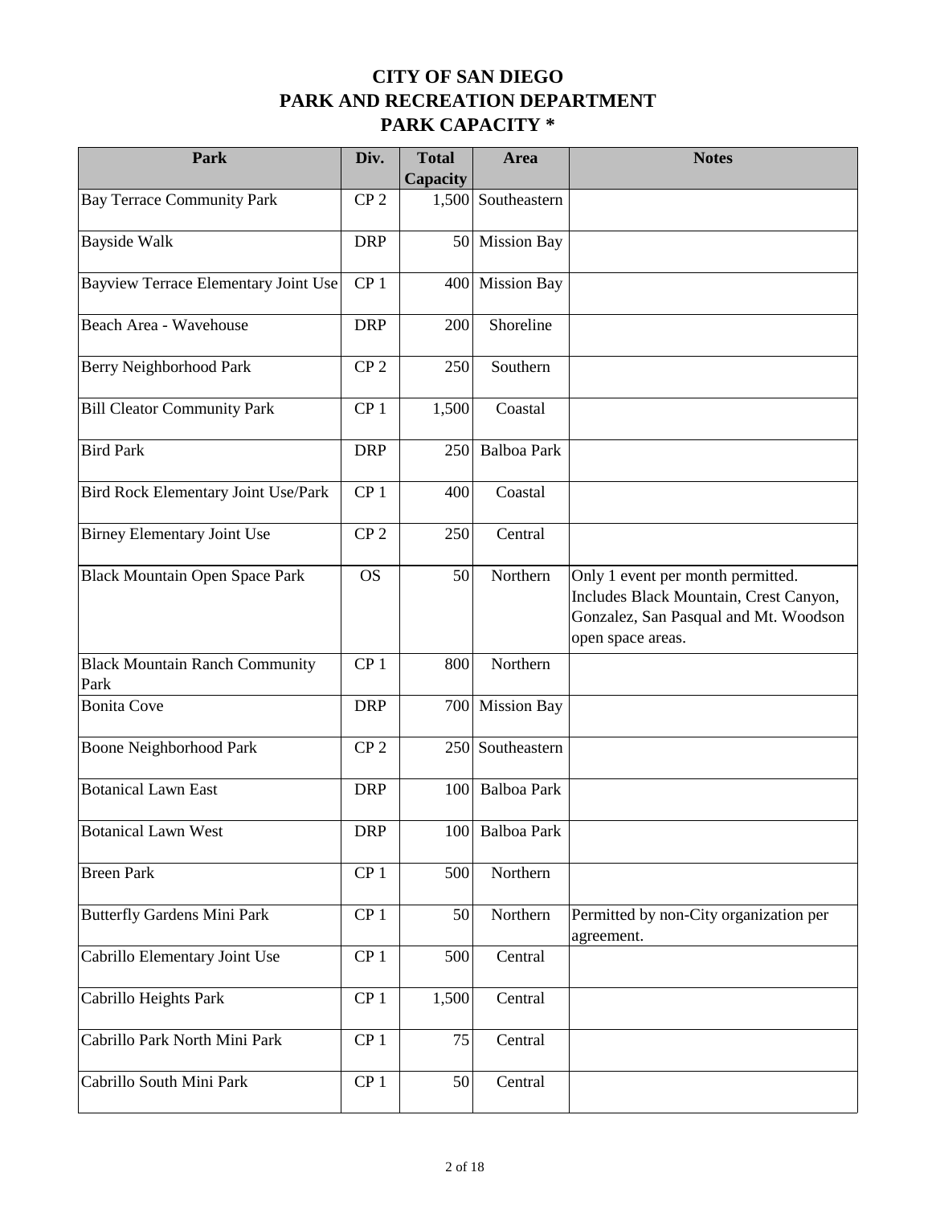# CITY OF SAN DIEGO
# PARK AND RECREATION DEPARTMENT
# PARK CAPACITY *

| Park | Div. | Total Capacity | Area | Notes |
|---|---|---|---|---|
| Bay Terrace Community Park | CP 2 | 1,500 | Southeastern | |
| Bayside Walk | DRP | 50 | Mission Bay | |
| Bayview Terrace Elementary Joint Use | CP 1 | 400 | Mission Bay | |
| Beach Area - Wavehouse | DRP | 200 | Shoreline | |
| Berry Neighborhood Park | CP 2 | 250 | Southern | |
| Bill Cleator Community Park | CP 1 | 1,500 | Coastal | |
| Bird Park | DRP | 250 | Balboa Park | |
| Bird Rock Elementary Joint Use/Park | CP 1 | 400 | Coastal | |
| Birney Elementary Joint Use | CP 2 | 250 | Central | |
| Black Mountain Open Space Park | OS | 50 | Northern | Only 1 event per month permitted. Includes Black Mountain, Crest Canyon, Gonzalez, San Pasqual and Mt. Woodson open space areas. |
| Black Mountain Ranch Community Park | CP 1 | 800 | Northern | |
| Bonita Cove | DRP | 700 | Mission Bay | |
| Boone Neighborhood Park | CP 2 | 250 | Southeastern | |
| Botanical Lawn East | DRP | 100 | Balboa Park | |
| Botanical Lawn West | DRP | 100 | Balboa Park | |
| Breen Park | CP 1 | 500 | Northern | |
| Butterfly Gardens Mini Park | CP 1 | 50 | Northern | Permitted by non-City organization per agreement. |
| Cabrillo Elementary Joint Use | CP 1 | 500 | Central | |
| Cabrillo Heights Park | CP 1 | 1,500 | Central | |
| Cabrillo Park North Mini Park | CP 1 | 75 | Central | |
| Cabrillo South Mini Park | CP 1 | 50 | Central | |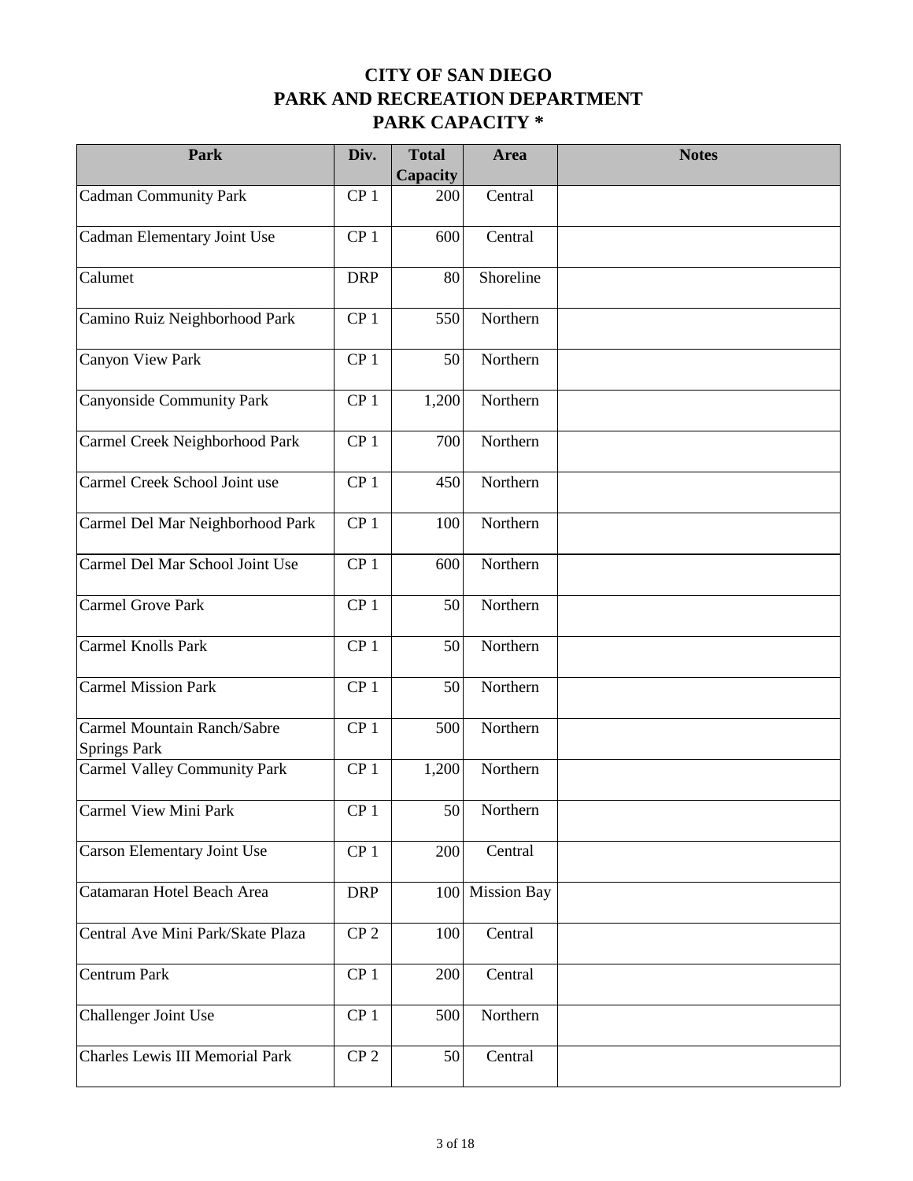# CITY OF SAN DIEGO
# PARK AND RECREATION DEPARTMENT
# PARK CAPACITY *

| Park | Div. | Total Capacity | Area | Notes |
|---|---|---|---|---|
| Cadman Community Park | CP 1 | 200 | Central | |
| Cadman Elementary Joint Use | CP 1 | 600 | Central | |
| Calumet | DRP | 80 | Shoreline | |
| Camino Ruiz Neighborhood Park | CP 1 | 550 | Northern | |
| Canyon View Park | CP 1 | 50 | Northern | |
| Canyonside Community Park | CP 1 | 1,200 | Northern | |
| Carmel Creek Neighborhood Park | CP 1 | 700 | Northern | |
| Carmel Creek School Joint use | CP 1 | 450 | Northern | |
| Carmel Del Mar Neighborhood Park | CP 1 | 100 | Northern | |
| Carmel Del Mar School Joint Use | CP 1 | 600 | Northern | |
| Carmel Grove Park | CP 1 | 50 | Northern | |
| Carmel Knolls Park | CP 1 | 50 | Northern | |
| Carmel Mission Park | CP 1 | 50 | Northern | |
| Carmel Mountain Ranch/Sabre Springs Park | CP 1 | 500 | Northern | |
| Carmel Valley Community Park | CP 1 | 1,200 | Northern | |
| Carmel View Mini Park | CP 1 | 50 | Northern | |
| Carson Elementary Joint Use | CP 1 | 200 | Central | |
| Catamaran Hotel Beach Area | DRP | 100 | Mission Bay | |
| Central Ave Mini Park/Skate Plaza | CP 2 | 100 | Central | |
| Centrum Park | CP 1 | 200 | Central | |
| Challenger Joint Use | CP 1 | 500 | Northern | |
| Charles Lewis III Memorial Park | CP 2 | 50 | Central | |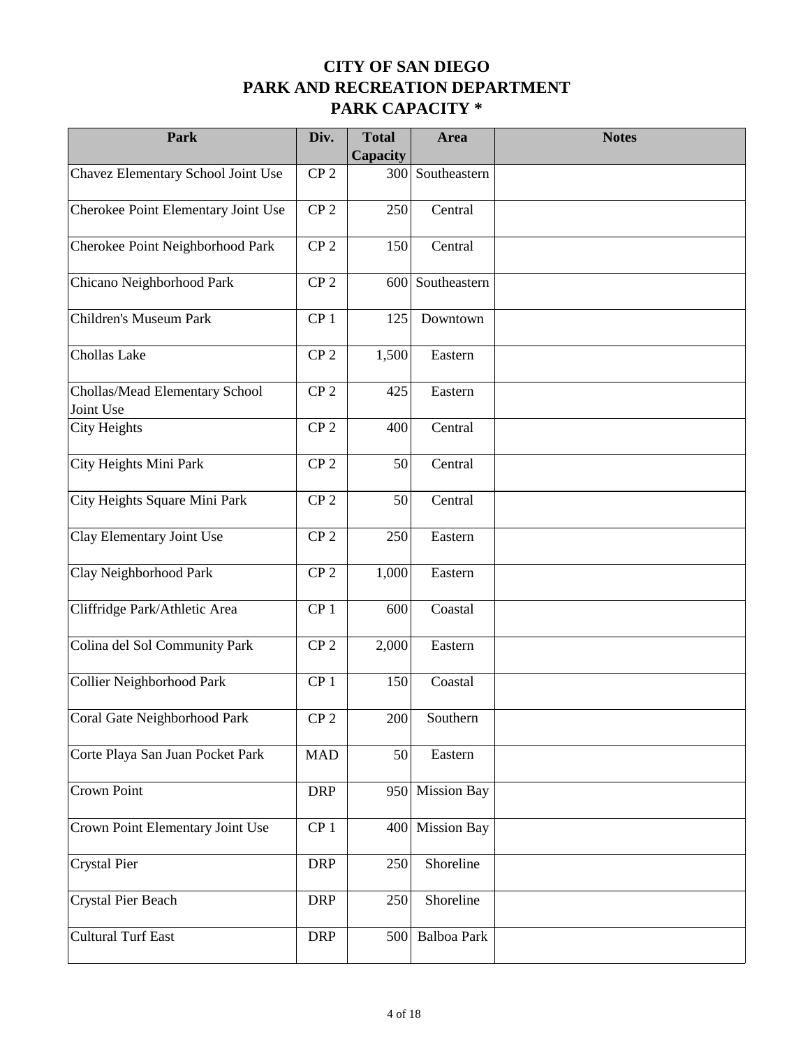# CITY OF SAN DIEGO
# PARK AND RECREATION DEPARTMENT
# PARK CAPACITY *

| Park | Div. | Total Capacity | Area | Notes |
|---|---|---|---|---|
| Chavez Elementary School Joint Use | CP 2 | 300 | Southeastern | |
| Cherokee Point Elementary Joint Use | CP 2 | 250 | Central | |
| Cherokee Point Neighborhood Park | CP 2 | 150 | Central | |
| Chicano Neighborhood Park | CP 2 | 600 | Southeastern | |
| Children's Museum Park | CP 1 | 125 | Downtown | |
| Chollas Lake | CP 2 | 1,500 | Eastern | |
| Chollas/Mead Elementary School Joint Use | CP 2 | 425 | Eastern | |
| City Heights | CP 2 | 400 | Central | |
| City Heights Mini Park | CP 2 | 50 | Central | |
| City Heights Square Mini Park | CP 2 | 50 | Central | |
| Clay Elementary Joint Use | CP 2 | 250 | Eastern | |
| Clay Neighborhood Park | CP 2 | 1,000 | Eastern | |
| Cliffridge Park/Athletic Area | CP 1 | 600 | Coastal | |
| Colina del Sol Community Park | CP 2 | 2,000 | Eastern | |
| Collier Neighborhood Park | CP 1 | 150 | Coastal | |
| Coral Gate Neighborhood Park | CP 2 | 200 | Southern | |
| Corte Playa San Juan Pocket Park | MAD | 50 | Eastern | |
| Crown Point | DRP | 950 | Mission Bay | |
| Crown Point Elementary Joint Use | CP 1 | 400 | Mission Bay | |
| Crystal Pier | DRP | 250 | Shoreline | |
| Crystal Pier Beach | DRP | 250 | Shoreline | |
| Cultural Turf East | DRP | 500 | Balboa Park | |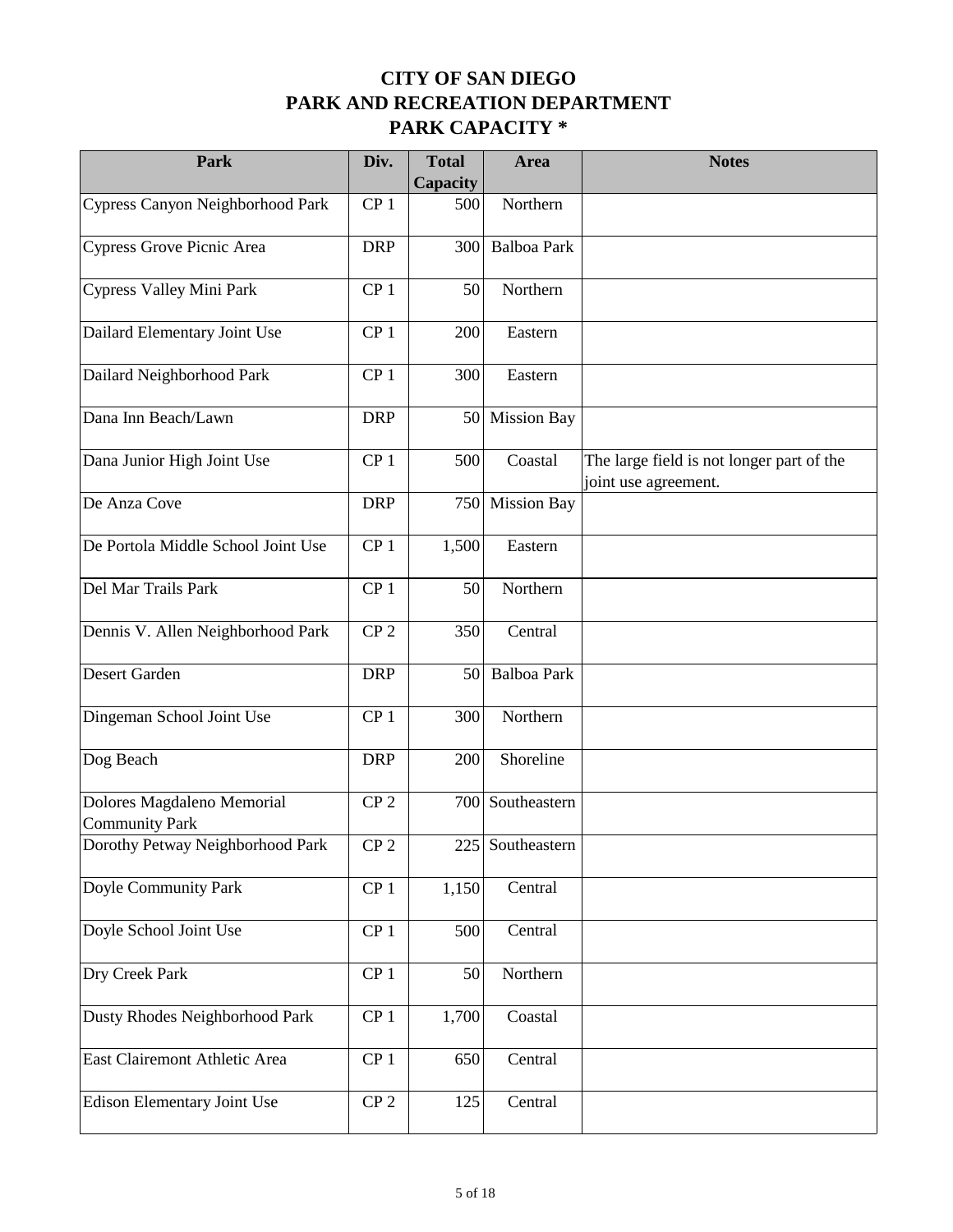# CITY OF SAN DIEGO
# PARK AND RECREATION DEPARTMENT
# PARK CAPACITY *

| Park | Div. | Total Capacity | Area | Notes |
|---|---|---|---|---|
| Cypress Canyon Neighborhood Park | CP 1 | 500 | Northern | |
| Cypress Grove Picnic Area | DRP | 300 | Balboa Park | |
| Cypress Valley Mini Park | CP 1 | 50 | Northern | |
| Dailard Elementary Joint Use | CP 1 | 200 | Eastern | |
| Dailard Neighborhood Park | CP 1 | 300 | Eastern | |
| Dana Inn Beach/Lawn | DRP | 50 | Mission Bay | |
| Dana Junior High Joint Use | CP 1 | 500 | Coastal | The large field is not longer part of the joint use agreement. |
| De Anza Cove | DRP | 750 | Mission Bay | |
| De Portola Middle School Joint Use | CP 1 | 1,500 | Eastern | |
| Del Mar Trails Park | CP 1 | 50 | Northern | |
| Dennis V. Allen Neighborhood Park | CP 2 | 350 | Central | |
| Desert Garden | DRP | 50 | Balboa Park | |
| Dingeman School Joint Use | CP 1 | 300 | Northern | |
| Dog Beach | DRP | 200 | Shoreline | |
| Dolores Magdaleno Memorial Community Park | CP 2 | 700 | Southeastern | |
| Dorothy Petway Neighborhood Park | CP 2 | 225 | Southeastern | |
| Doyle Community Park | CP 1 | 1,150 | Central | |
| Doyle School Joint Use | CP 1 | 500 | Central | |
| Dry Creek Park | CP 1 | 50 | Northern | |
| Dusty Rhodes Neighborhood Park | CP 1 | 1,700 | Coastal | |
| East Clairemont Athletic Area | CP 1 | 650 | Central | |
| Edison Elementary Joint Use | CP 2 | 125 | Central | |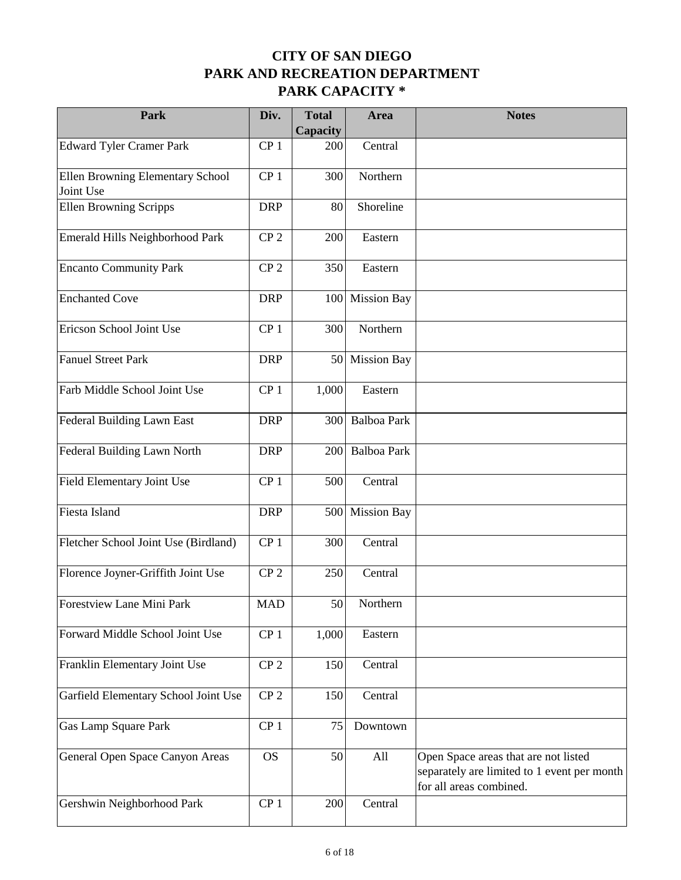# CITY OF SAN DIEGO
# PARK AND RECREATION DEPARTMENT
# PARK CAPACITY *

| Park | Div. | Total Capacity | Area | Notes |
|---|---|---|---|---|
| Edward Tyler Cramer Park | CP 1 | 200 | Central | |
| Ellen Browning Elementary School Joint Use | CP 1 | 300 | Northern | |
| Ellen Browning Scripps | DRP | 80 | Shoreline | |
| Emerald Hills Neighborhood Park | CP 2 | 200 | Eastern | |
| Encanto Community Park | CP 2 | 350 | Eastern | |
| Enchanted Cove | DRP | 100 | Mission Bay | |
| Ericson School Joint Use | CP 1 | 300 | Northern | |
| Fanuel Street Park | DRP | 50 | Mission Bay | |
| Farb Middle School Joint Use | CP 1 | 1,000 | Eastern | |
| Federal Building Lawn East | DRP | 300 | Balboa Park | |
| Federal Building Lawn North | DRP | 200 | Balboa Park | |
| Field Elementary Joint Use | CP 1 | 500 | Central | |
| Fiesta Island | DRP | 500 | Mission Bay | |
| Fletcher School Joint Use (Birdland) | CP 1 | 300 | Central | |
| Florence Joyner-Griffith Joint Use | CP 2 | 250 | Central | |
| Forestview Lane Mini Park | MAD | 50 | Northern | |
| Forward Middle School Joint Use | CP 1 | 1,000 | Eastern | |
| Franklin Elementary Joint Use | CP 2 | 150 | Central | |
| Garfield Elementary School Joint Use | CP 2 | 150 | Central | |
| Gas Lamp Square Park | CP 1 | 75 | Downtown | |
| General Open Space Canyon Areas | OS | 50 | All | Open Space areas that are not listed separately are limited to 1 event per month for all areas combined. |
| Gershwin Neighborhood Park | CP 1 | 200 | Central | |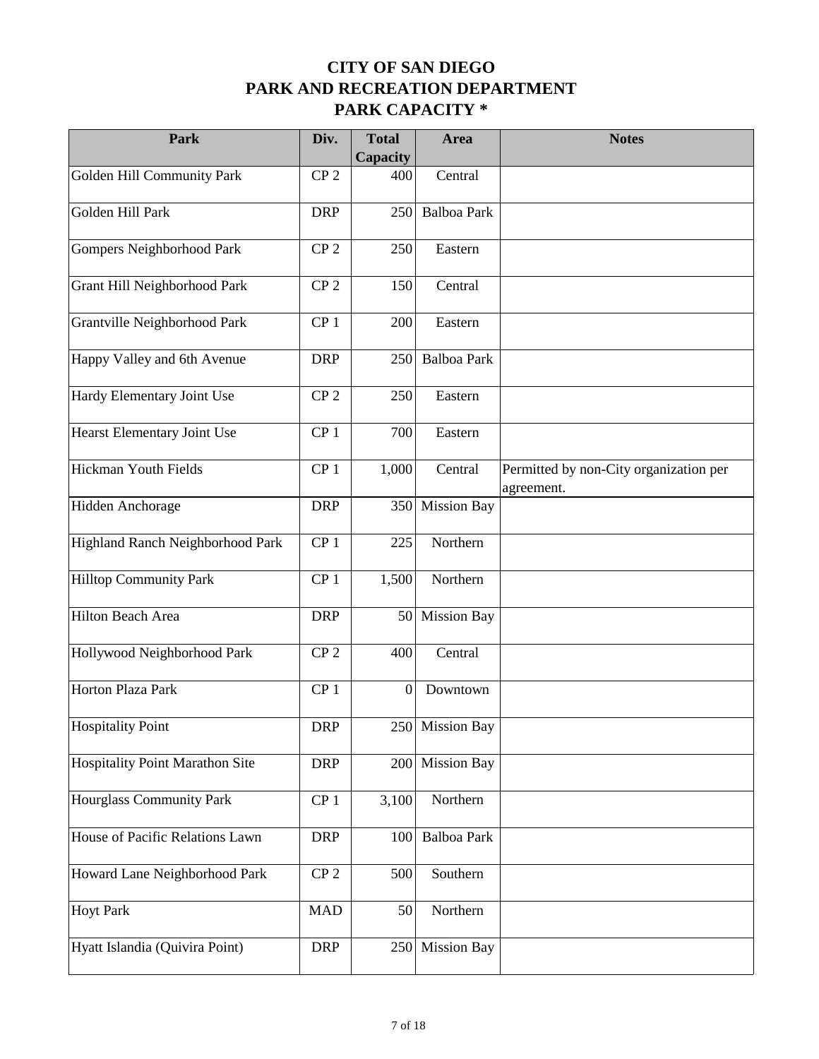# CITY OF SAN DIEGO
# PARK AND RECREATION DEPARTMENT
# PARK CAPACITY *

| Park | Div. | Total Capacity | Area | Notes |
|---|---|---|---|---|
| Golden Hill Community Park | CP 2 | 400 | Central | |
| Golden Hill Park | DRP | 250 | Balboa Park | |
| Gompers Neighborhood Park | CP 2 | 250 | Eastern | |
| Grant Hill Neighborhood Park | CP 2 | 150 | Central | |
| Grantville Neighborhood Park | CP 1 | 200 | Eastern | |
| Happy Valley and 6th Avenue | DRP | 250 | Balboa Park | |
| Hardy Elementary Joint Use | CP 2 | 250 | Eastern | |
| Hearst Elementary Joint Use | CP 1 | 700 | Eastern | |
| Hickman Youth Fields | CP 1 | 1,000 | Central | Permitted by non-City organization per agreement. |
| Hidden Anchorage | DRP | 350 | Mission Bay | |
| Highland Ranch Neighborhood Park | CP 1 | 225 | Northern | |
| Hilltop Community Park | CP 1 | 1,500 | Northern | |
| Hilton Beach Area | DRP | 50 | Mission Bay | |
| Hollywood Neighborhood Park | CP 2 | 400 | Central | |
| Horton Plaza Park | CP 1 | 0 | Downtown | |
| Hospitality Point | DRP | 250 | Mission Bay | |
| Hospitality Point Marathon Site | DRP | 200 | Mission Bay | |
| Hourglass Community Park | CP 1 | 3,100 | Northern | |
| House of Pacific Relations Lawn | DRP | 100 | Balboa Park | |
| Howard Lane Neighborhood Park | CP 2 | 500 | Southern | |
| Hoyt Park | MAD | 50 | Northern | |
| Hyatt Islandia (Quivira Point) | DRP | 250 | Mission Bay | |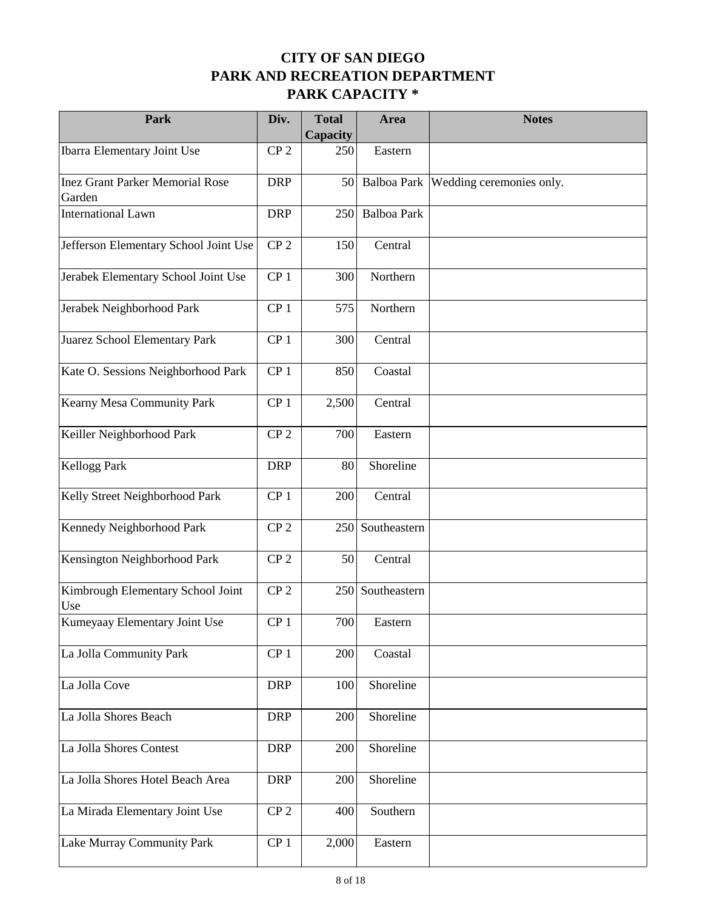# CITY OF SAN DIEGO
# PARK AND RECREATION DEPARTMENT
# PARK CAPACITY *

| Park | Div. | Total Capacity | Area | Notes |
|---|---|---|---|---|
| Ibarra Elementary Joint Use | CP 2 | 250 | Eastern | |
| Inez Grant Parker Memorial Rose Garden | DRP | 50 | Balboa Park | Wedding ceremonies only. |
| International Lawn | DRP | 250 | Balboa Park | |
| Jefferson Elementary School Joint Use | CP 2 | 150 | Central | |
| Jerabek Elementary School Joint Use | CP 1 | 300 | Northern | |
| Jerabek Neighborhood Park | CP 1 | 575 | Northern | |
| Juarez School Elementary Park | CP 1 | 300 | Central | |
| Kate O. Sessions Neighborhood Park | CP 1 | 850 | Coastal | |
| Kearny Mesa Community Park | CP 1 | 2,500 | Central | |
| Keiller Neighborhood Park | CP 2 | 700 | Eastern | |
| Kellogg Park | DRP | 80 | Shoreline | |
| Kelly Street Neighborhood Park | CP 1 | 200 | Central | |
| Kennedy Neighborhood Park | CP 2 | 250 | Southeastern | |
| Kensington Neighborhood Park | CP 2 | 50 | Central | |
| Kimbrough Elementary School Joint Use | CP 2 | 250 | Southeastern | |
| Kumeyaay Elementary Joint Use | CP 1 | 700 | Eastern | |
| La Jolla Community Park | CP 1 | 200 | Coastal | |
| La Jolla Cove | DRP | 100 | Shoreline | |
| La Jolla Shores Beach | DRP | 200 | Shoreline | |
| La Jolla Shores Contest | DRP | 200 | Shoreline | |
| La Jolla Shores Hotel Beach Area | DRP | 200 | Shoreline | |
| La Mirada Elementary Joint Use | CP 2 | 400 | Southern | |
| Lake Murray Community Park | CP 1 | 2,000 | Eastern | |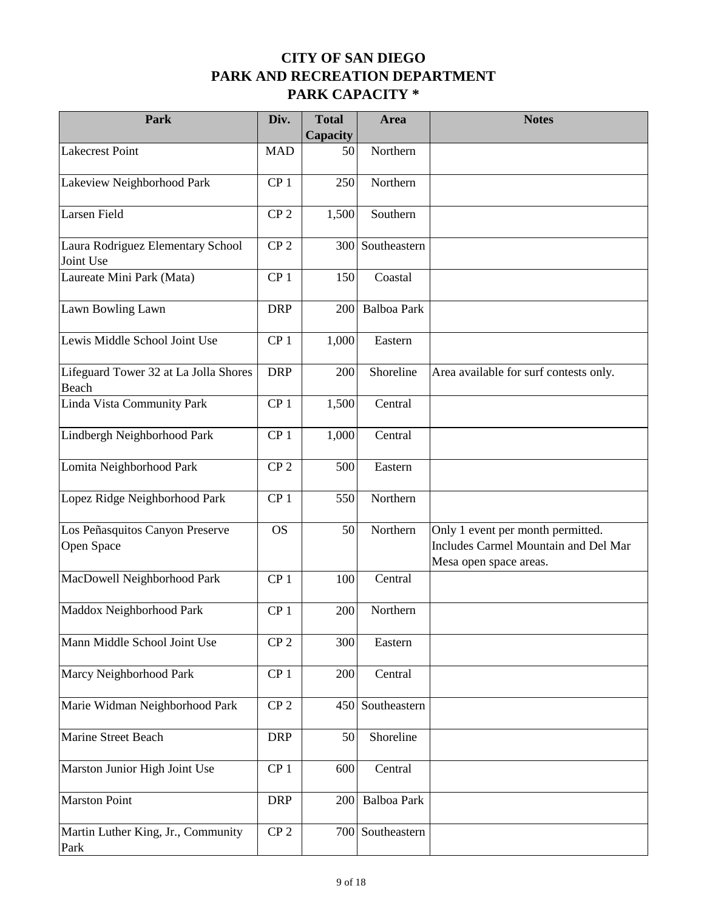# CITY OF SAN DIEGO
# PARK AND RECREATION DEPARTMENT
# PARK CAPACITY *

| Park | Div. | Total Capacity | Area | Notes |
|---|---|---|---|---|
| Lakecrest Point | MAD | 50 | Northern | |
| Lakeview Neighborhood Park | CP 1 | 250 | Northern | |
| Larsen Field | CP 2 | 1,500 | Southern | |
| Laura Rodriguez Elementary School Joint Use | CP 2 | 300 | Southeastern | |
| Laureate Mini Park (Mata) | CP 1 | 150 | Coastal | |
| Lawn Bowling Lawn | DRP | 200 | Balboa Park | |
| Lewis Middle School Joint Use | CP 1 | 1,000 | Eastern | |
| Lifeguard Tower 32 at La Jolla Shores Beach | DRP | 200 | Shoreline | Area available for surf contests only. |
| Linda Vista Community Park | CP 1 | 1,500 | Central | |
| Lindbergh Neighborhood Park | CP 1 | 1,000 | Central | |
| Lomita Neighborhood Park | CP 2 | 500 | Eastern | |
| Lopez Ridge Neighborhood Park | CP 1 | 550 | Northern | |
| Los Peñasquitos Canyon Preserve Open Space | OS | 50 | Northern | Only 1 event per month permitted. Includes Carmel Mountain and Del Mar Mesa open space areas. |
| MacDowell Neighborhood Park | CP 1 | 100 | Central | |
| Maddox Neighborhood Park | CP 1 | 200 | Northern | |
| Mann Middle School Joint Use | CP 2 | 300 | Eastern | |
| Marcy Neighborhood Park | CP 1 | 200 | Central | |
| Marie Widman Neighborhood Park | CP 2 | 450 | Southeastern | |
| Marine Street Beach | DRP | 50 | Shoreline | |
| Marston Junior High Joint Use | CP 1 | 600 | Central | |
| Marston Point | DRP | 200 | Balboa Park | |
| Martin Luther King, Jr., Community Park | CP 2 | 700 | Southeastern | |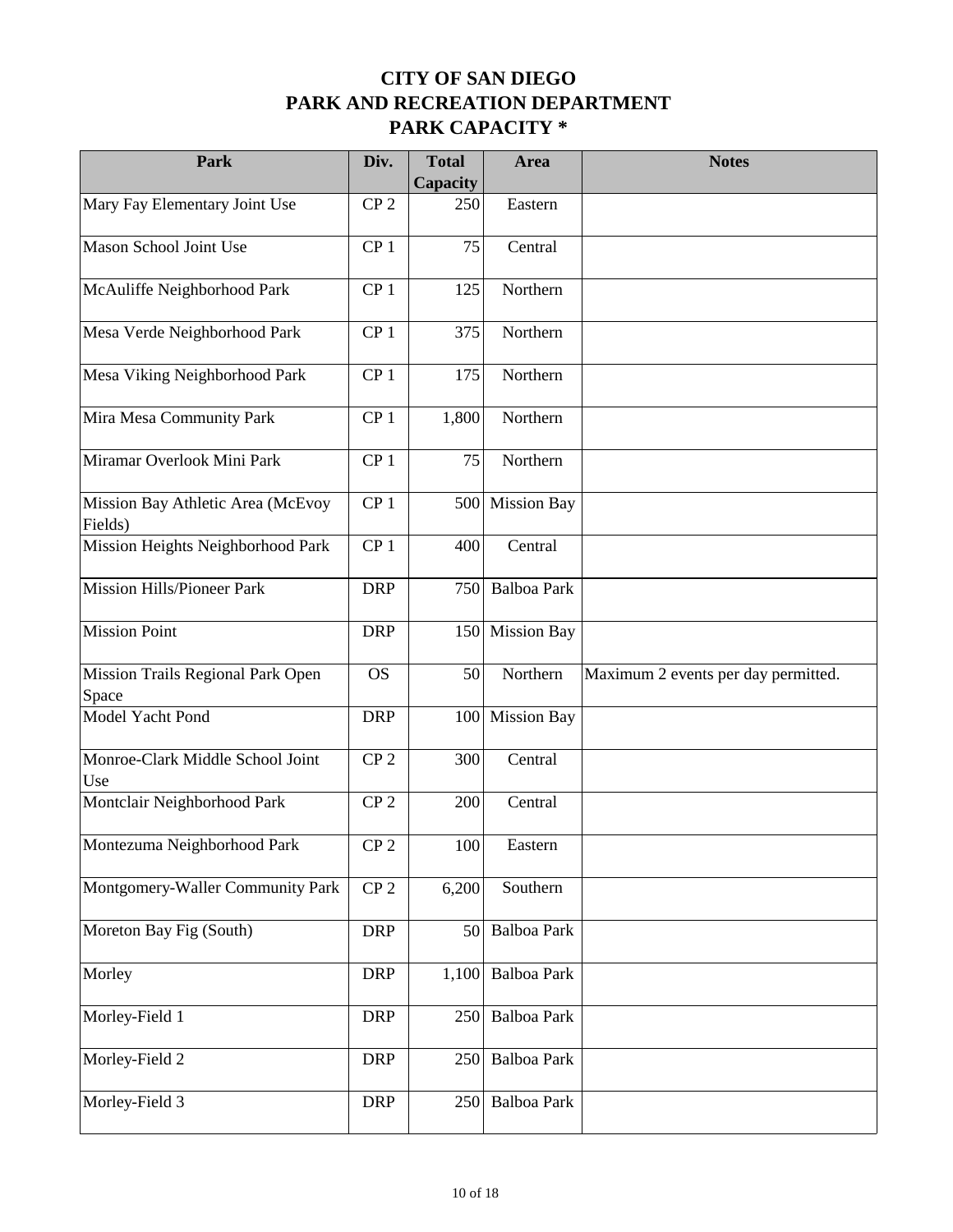# CITY OF SAN DIEGO
# PARK AND RECREATION DEPARTMENT
# PARK CAPACITY *

| Park | Div. | Total Capacity | Area | Notes |
|---|---|---|---|---|
| Mary Fay Elementary Joint Use | CP 2 | 250 | Eastern | |
| Mason School Joint Use | CP 1 | 75 | Central | |
| McAuliffe Neighborhood Park | CP 1 | 125 | Northern | |
| Mesa Verde Neighborhood Park | CP 1 | 375 | Northern | |
| Mesa Viking Neighborhood Park | CP 1 | 175 | Northern | |
| Mira Mesa Community Park | CP 1 | 1,800 | Northern | |
| Miramar Overlook Mini Park | CP 1 | 75 | Northern | |
| Mission Bay Athletic Area (McEvoy Fields) | CP 1 | 500 | Mission Bay | |
| Mission Heights Neighborhood Park | CP 1 | 400 | Central | |
| Mission Hills/Pioneer Park | DRP | 750 | Balboa Park | |
| Mission Point | DRP | 150 | Mission Bay | |
| Mission Trails Regional Park Open Space | OS | 50 | Northern | Maximum 2 events per day permitted. |
| Model Yacht Pond | DRP | 100 | Mission Bay | |
| Monroe-Clark Middle School Joint Use | CP 2 | 300 | Central | |
| Montclair Neighborhood Park | CP 2 | 200 | Central | |
| Montezuma Neighborhood Park | CP 2 | 100 | Eastern | |
| Montgomery-Waller Community Park | CP 2 | 6,200 | Southern | |
| Moreton Bay Fig (South) | DRP | 50 | Balboa Park | |
| Morley | DRP | 1,100 | Balboa Park | |
| Morley-Field 1 | DRP | 250 | Balboa Park | |
| Morley-Field 2 | DRP | 250 | Balboa Park | |
| Morley-Field 3 | DRP | 250 | Balboa Park | |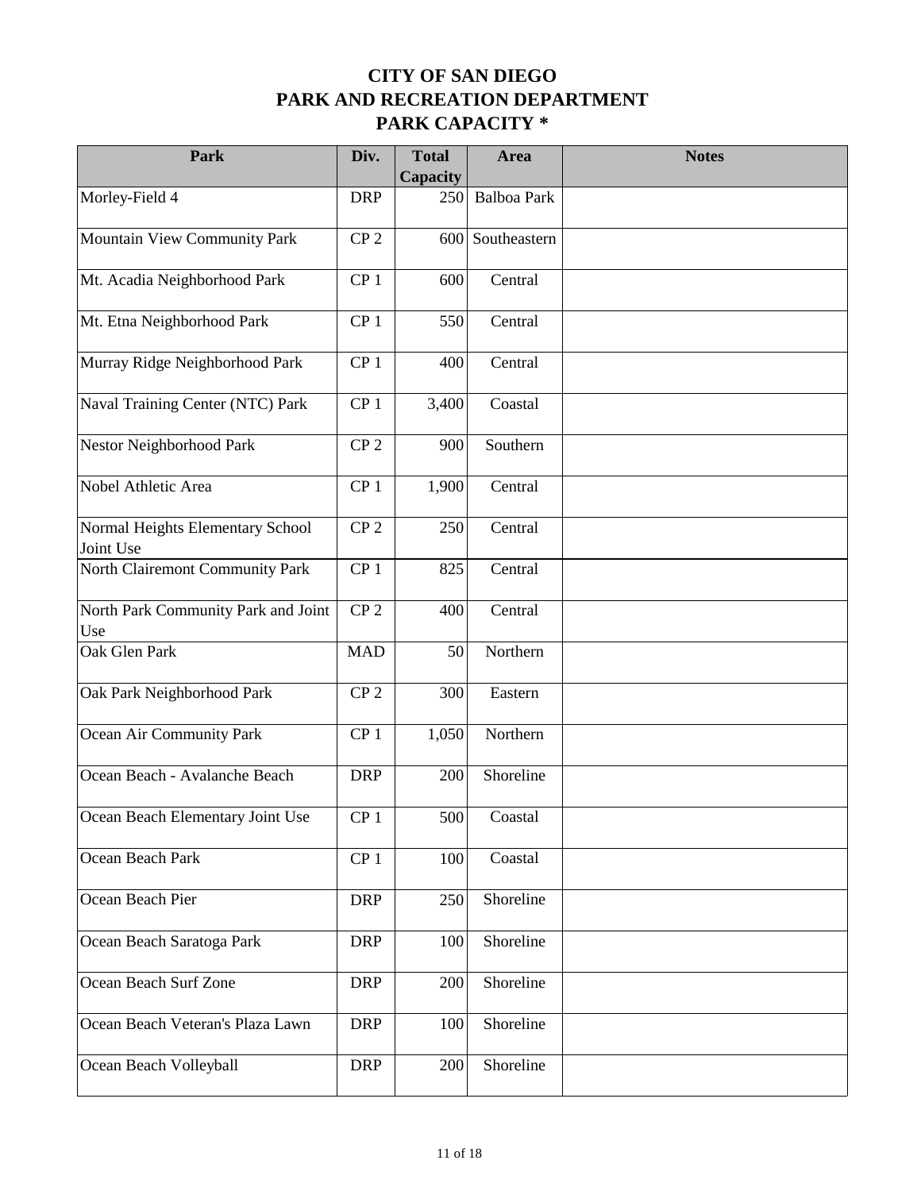# CITY OF SAN DIEGO
## PARK AND RECREATION DEPARTMENT
## PARK CAPACITY *

| Park | Div. | Total Capacity | Area | Notes |
|---|---|---|---|---|
| Morley-Field 4 | DRP | 250 | Balboa Park | |
| Mountain View Community Park | CP 2 | 600 | Southeastern | |
| Mt. Acadia Neighborhood Park | CP 1 | 600 | Central | |
| Mt. Etna Neighborhood Park | CP 1 | 550 | Central | |
| Murray Ridge Neighborhood Park | CP 1 | 400 | Central | |
| Naval Training Center (NTC) Park | CP 1 | 3,400 | Coastal | |
| Nestor Neighborhood Park | CP 2 | 900 | Southern | |
| Nobel Athletic Area | CP 1 | 1,900 | Central | |
| Normal Heights Elementary School Joint Use | CP 2 | 250 | Central | |
| North Clairemont Community Park | CP 1 | 825 | Central | |
| North Park Community Park and Joint Use | CP 2 | 400 | Central | |
| Oak Glen Park | MAD | 50 | Northern | |
| Oak Park Neighborhood Park | CP 2 | 300 | Eastern | |
| Ocean Air Community Park | CP 1 | 1,050 | Northern | |
| Ocean Beach - Avalanche Beach | DRP | 200 | Shoreline | |
| Ocean Beach Elementary Joint Use | CP 1 | 500 | Coastal | |
| Ocean Beach Park | CP 1 | 100 | Coastal | |
| Ocean Beach Pier | DRP | 250 | Shoreline | |
| Ocean Beach Saratoga Park | DRP | 100 | Shoreline | |
| Ocean Beach Surf Zone | DRP | 200 | Shoreline | |
| Ocean Beach Veteran's Plaza Lawn | DRP | 100 | Shoreline | |
| Ocean Beach Volleyball | DRP | 200 | Shoreline | |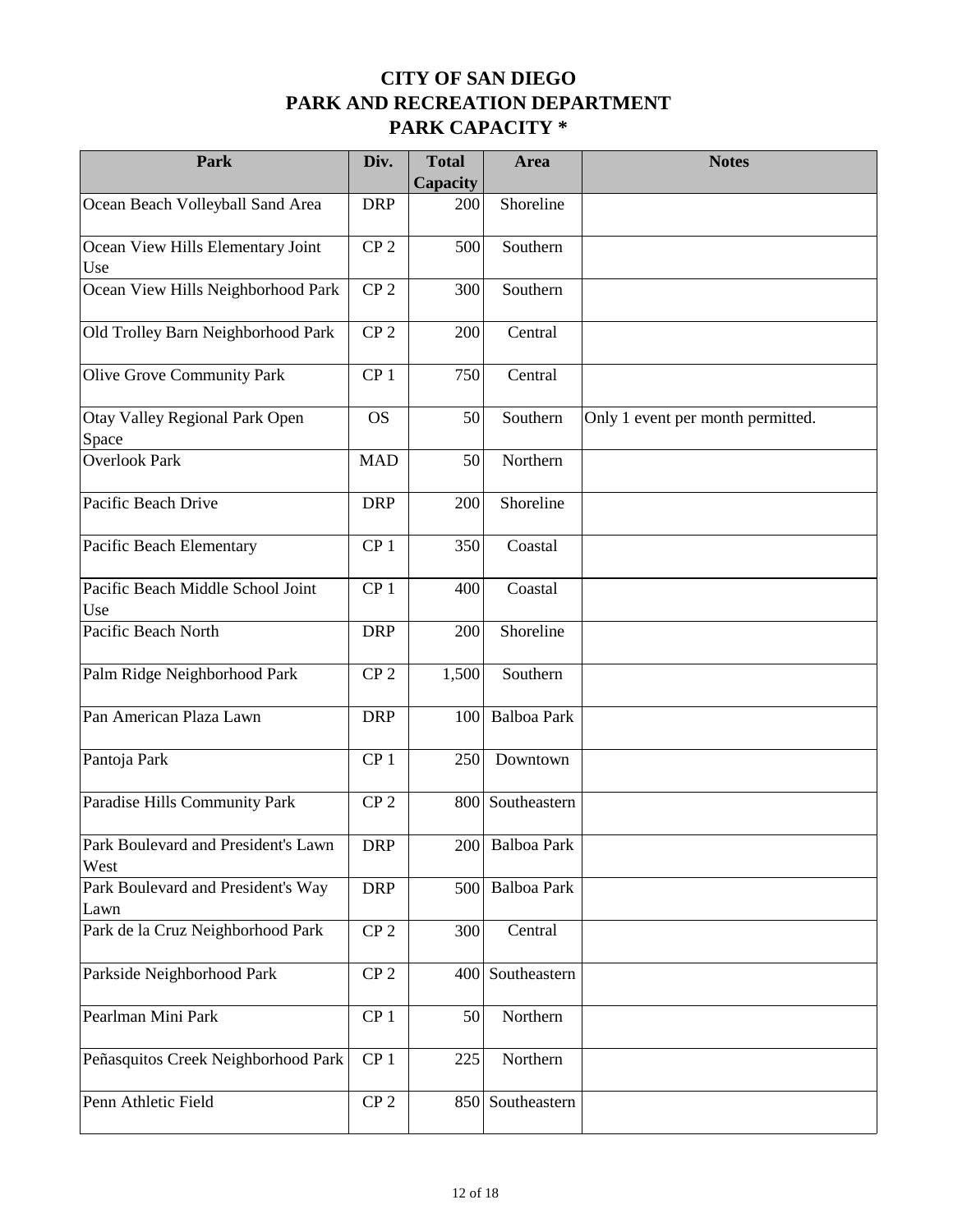# CITY OF SAN DIEGO
# PARK AND RECREATION DEPARTMENT
# PARK CAPACITY *

| Park | Div. | Total Capacity | Area | Notes |
|---|---|---|---|---|
| Ocean Beach Volleyball Sand Area | DRP | 200 | Shoreline | |
| Ocean View Hills Elementary Joint Use | CP 2 | 500 | Southern | |
| Ocean View Hills Neighborhood Park | CP 2 | 300 | Southern | |
| Old Trolley Barn Neighborhood Park | CP 2 | 200 | Central | |
| Olive Grove Community Park | CP 1 | 750 | Central | |
| Otay Valley Regional Park Open Space | OS | 50 | Southern | Only 1 event per month permitted. |
| Overlook Park | MAD | 50 | Northern | |
| Pacific Beach Drive | DRP | 200 | Shoreline | |
| Pacific Beach Elementary | CP 1 | 350 | Coastal | |
| Pacific Beach Middle School Joint Use | CP 1 | 400 | Coastal | |
| Pacific Beach North | DRP | 200 | Shoreline | |
| Palm Ridge Neighborhood Park | CP 2 | 1,500 | Southern | |
| Pan American Plaza Lawn | DRP | 100 | Balboa Park | |
| Pantoja Park | CP 1 | 250 | Downtown | |
| Paradise Hills Community Park | CP 2 | 800 | Southeastern | |
| Park Boulevard and President's Lawn West | DRP | 200 | Balboa Park | |
| Park Boulevard and President's Way Lawn | DRP | 500 | Balboa Park | |
| Park de la Cruz Neighborhood Park | CP 2 | 300 | Central | |
| Parkside Neighborhood Park | CP 2 | 400 | Southeastern | |
| Pearlman Mini Park | CP 1 | 50 | Northern | |
| Peñasquitos Creek Neighborhood Park | CP 1 | 225 | Northern | |
| Penn Athletic Field | CP 2 | 850 | Southeastern | |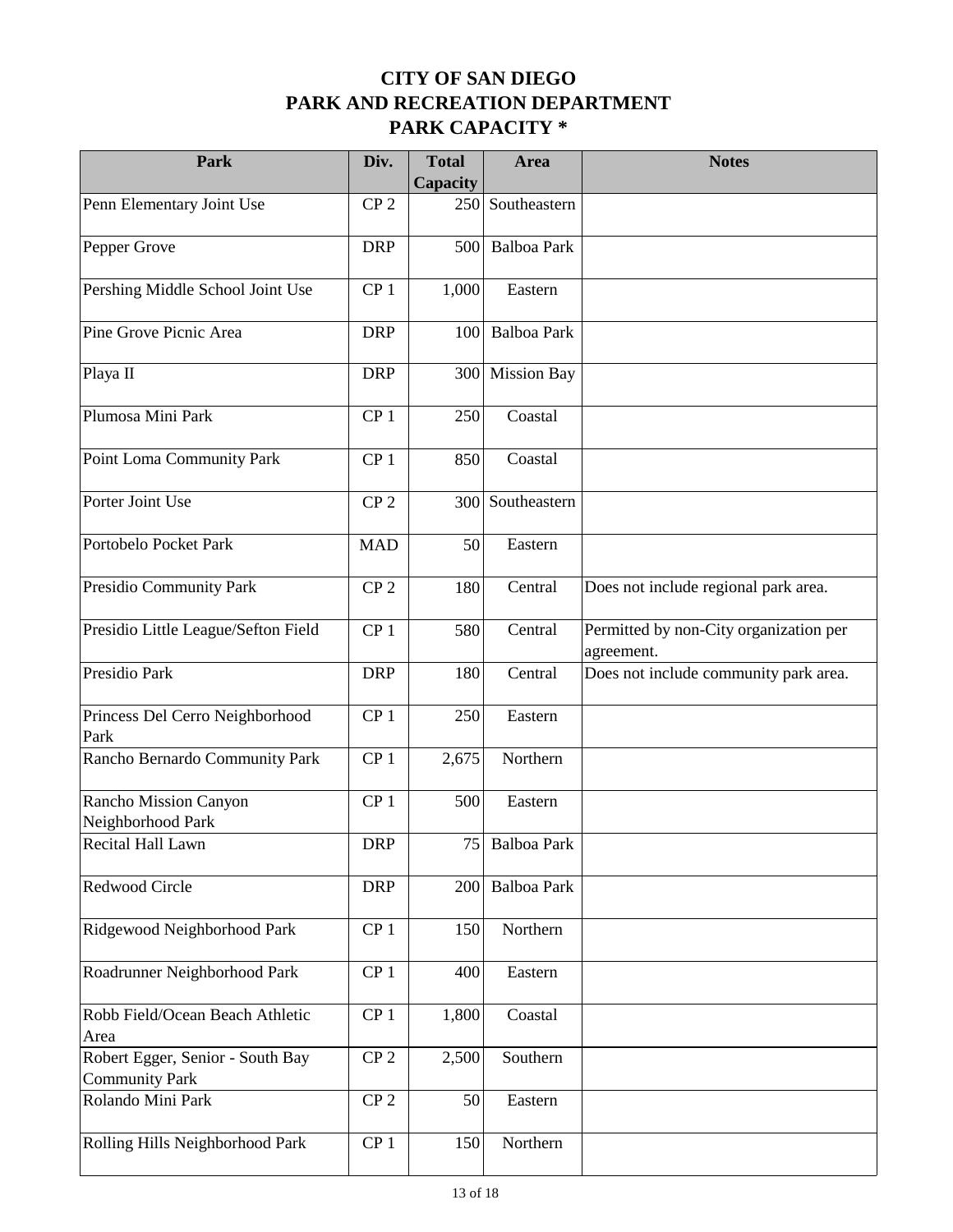# CITY OF SAN DIEGO
# PARK AND RECREATION DEPARTMENT
# PARK CAPACITY *

| Park | Div. | Total Capacity | Area | Notes |
|---|---|---|---|---|
| Penn Elementary Joint Use | CP 2 | 250 | Southeastern | |
| Pepper Grove | DRP | 500 | Balboa Park | |
| Pershing Middle School Joint Use | CP 1 | 1,000 | Eastern | |
| Pine Grove Picnic Area | DRP | 100 | Balboa Park | |
| Playa II | DRP | 300 | Mission Bay | |
| Plumosa Mini Park | CP 1 | 250 | Coastal | |
| Point Loma Community Park | CP 1 | 850 | Coastal | |
| Porter Joint Use | CP 2 | 300 | Southeastern | |
| Portobelo Pocket Park | MAD | 50 | Eastern | |
| Presidio Community Park | CP 2 | 180 | Central | Does not include regional park area. |
| Presidio Little League/Sefton Field | CP 1 | 580 | Central | Permitted by non-City organization per agreement. |
| Presidio Park | DRP | 180 | Central | Does not include community park area. |
| Princess Del Cerro Neighborhood Park | CP 1 | 250 | Eastern | |
| Rancho Bernardo Community Park | CP 1 | 2,675 | Northern | |
| Rancho Mission Canyon Neighborhood Park | CP 1 | 500 | Eastern | |
| Recital Hall Lawn | DRP | 75 | Balboa Park | |
| Redwood Circle | DRP | 200 | Balboa Park | |
| Ridgewood Neighborhood Park | CP 1 | 150 | Northern | |
| Roadrunner Neighborhood Park | CP 1 | 400 | Eastern | |
| Robb Field/Ocean Beach Athletic Area | CP 1 | 1,800 | Coastal | |
| Robert Egger, Senior - South Bay Community Park | CP 2 | 2,500 | Southern | |
| Rolando Mini Park | CP 2 | 50 | Eastern | |
| Rolling Hills Neighborhood Park | CP 1 | 150 | Northern | |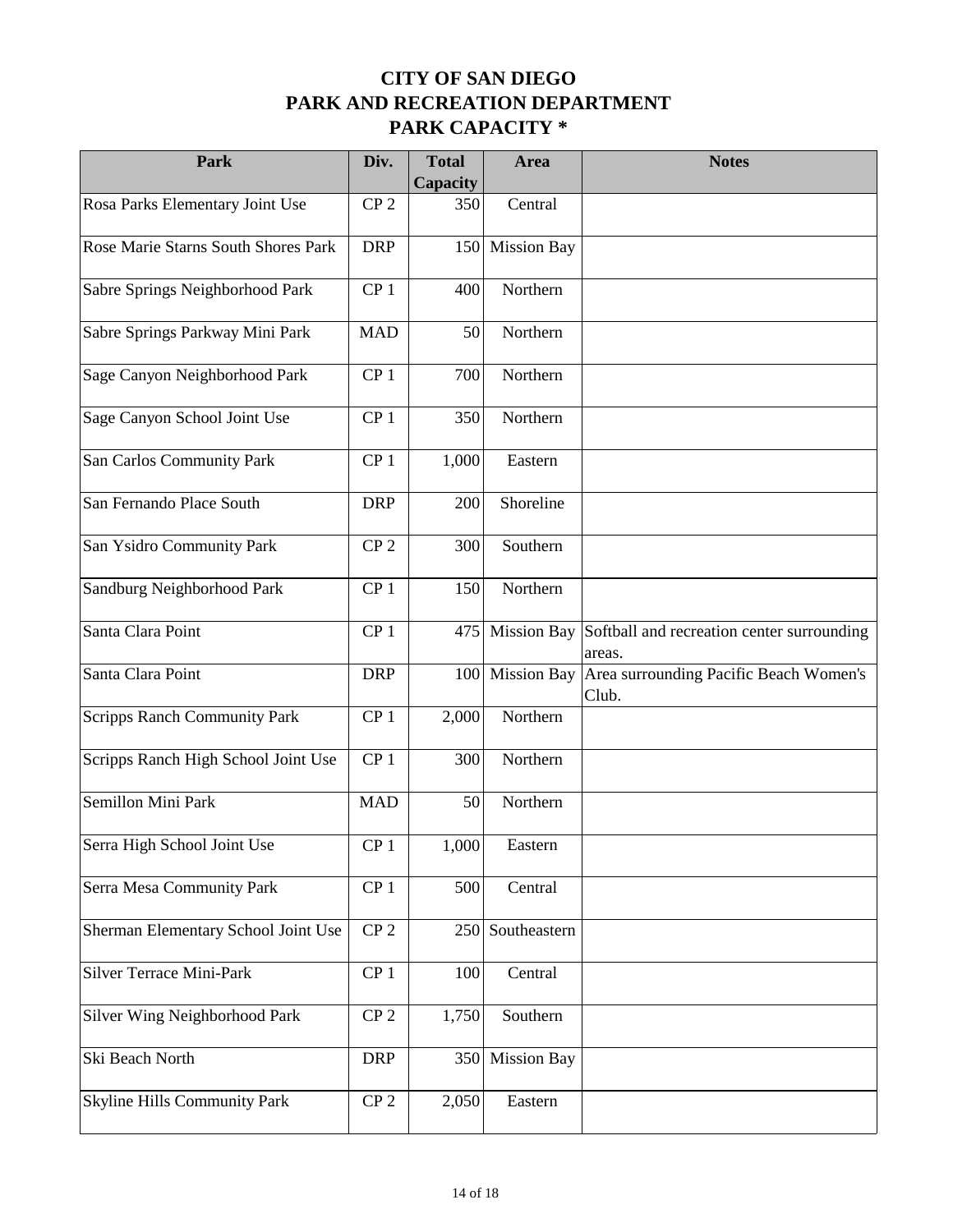# CITY OF SAN DIEGO
# PARK AND RECREATION DEPARTMENT
# PARK CAPACITY *

| Park | Div. | Total Capacity | Area | Notes |
|---|---|---|---|---|
| Rosa Parks Elementary Joint Use | CP 2 | 350 | Central | |
| Rose Marie Starns South Shores Park | DRP | 150 | Mission Bay | |
| Sabre Springs Neighborhood Park | CP 1 | 400 | Northern | |
| Sabre Springs Parkway Mini Park | MAD | 50 | Northern | |
| Sage Canyon Neighborhood Park | CP 1 | 700 | Northern | |
| Sage Canyon School Joint Use | CP 1 | 350 | Northern | |
| San Carlos Community Park | CP 1 | 1,000 | Eastern | |
| San Fernando Place South | DRP | 200 | Shoreline | |
| San Ysidro Community Park | CP 2 | 300 | Southern | |
| Sandburg Neighborhood Park | CP 1 | 150 | Northern | |
| Santa Clara Point | CP 1 | 475 | Mission Bay | Softball and recreation center surrounding areas. |
| Santa Clara Point | DRP | 100 | Mission Bay | Area surrounding Pacific Beach Women's Club. |
| Scripps Ranch Community Park | CP 1 | 2,000 | Northern | |
| Scripps Ranch High School Joint Use | CP 1 | 300 | Northern | |
| Semillon Mini Park | MAD | 50 | Northern | |
| Serra High School Joint Use | CP 1 | 1,000 | Eastern | |
| Serra Mesa Community Park | CP 1 | 500 | Central | |
| Sherman Elementary School Joint Use | CP 2 | 250 | Southeastern | |
| Silver Terrace Mini-Park | CP 1 | 100 | Central | |
| Silver Wing Neighborhood Park | CP 2 | 1,750 | Southern | |
| Ski Beach North | DRP | 350 | Mission Bay | |
| Skyline Hills Community Park | CP 2 | 2,050 | Eastern | |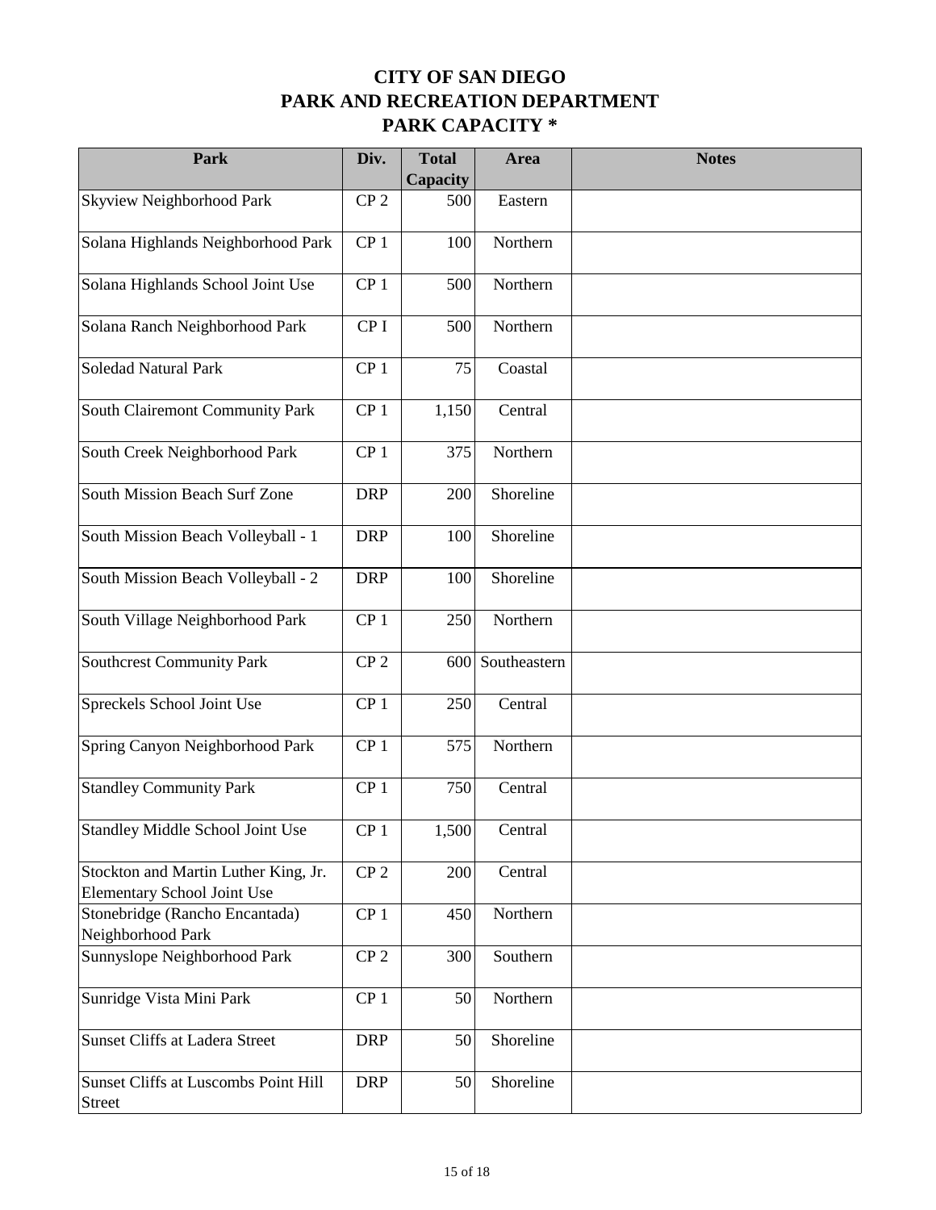# CITY OF SAN DIEGO
# PARK AND RECREATION DEPARTMENT
# PARK CAPACITY *

| Park | Div. | Total Capacity | Area | Notes |
|---|---|---|---|---|
| Skyview Neighborhood Park | CP 2 | 500 | Eastern | |
| Solana Highlands Neighborhood Park | CP 1 | 100 | Northern | |
| Solana Highlands School Joint Use | CP 1 | 500 | Northern | |
| Solana Ranch Neighborhood Park | CP I | 500 | Northern | |
| Soledad Natural Park | CP 1 | 75 | Coastal | |
| South Clairemont Community Park | CP 1 | 1,150 | Central | |
| South Creek Neighborhood Park | CP 1 | 375 | Northern | |
| South Mission Beach Surf Zone | DRP | 200 | Shoreline | |
| South Mission Beach Volleyball - 1 | DRP | 100 | Shoreline | |
| South Mission Beach Volleyball - 2 | DRP | 100 | Shoreline | |
| South Village Neighborhood Park | CP 1 | 250 | Northern | |
| Southcrest Community Park | CP 2 | 600 | Southeastern | |
| Spreckels School Joint Use | CP 1 | 250 | Central | |
| Spring Canyon Neighborhood Park | CP 1 | 575 | Northern | |
| Standley Community Park | CP 1 | 750 | Central | |
| Standley Middle School Joint Use | CP 1 | 1,500 | Central | |
| Stockton and Martin Luther King, Jr. Elementary School Joint Use | CP 2 | 200 | Central | |
| Stonebridge (Rancho Encantada) Neighborhood Park | CP 1 | 450 | Northern | |
| Sunnyslope Neighborhood Park | CP 2 | 300 | Southern | |
| Sunridge Vista Mini Park | CP 1 | 50 | Northern | |
| Sunset Cliffs at Ladera Street | DRP | 50 | Shoreline | |
| Sunset Cliffs at Luscombs Point Hill Street | DRP | 50 | Shoreline | |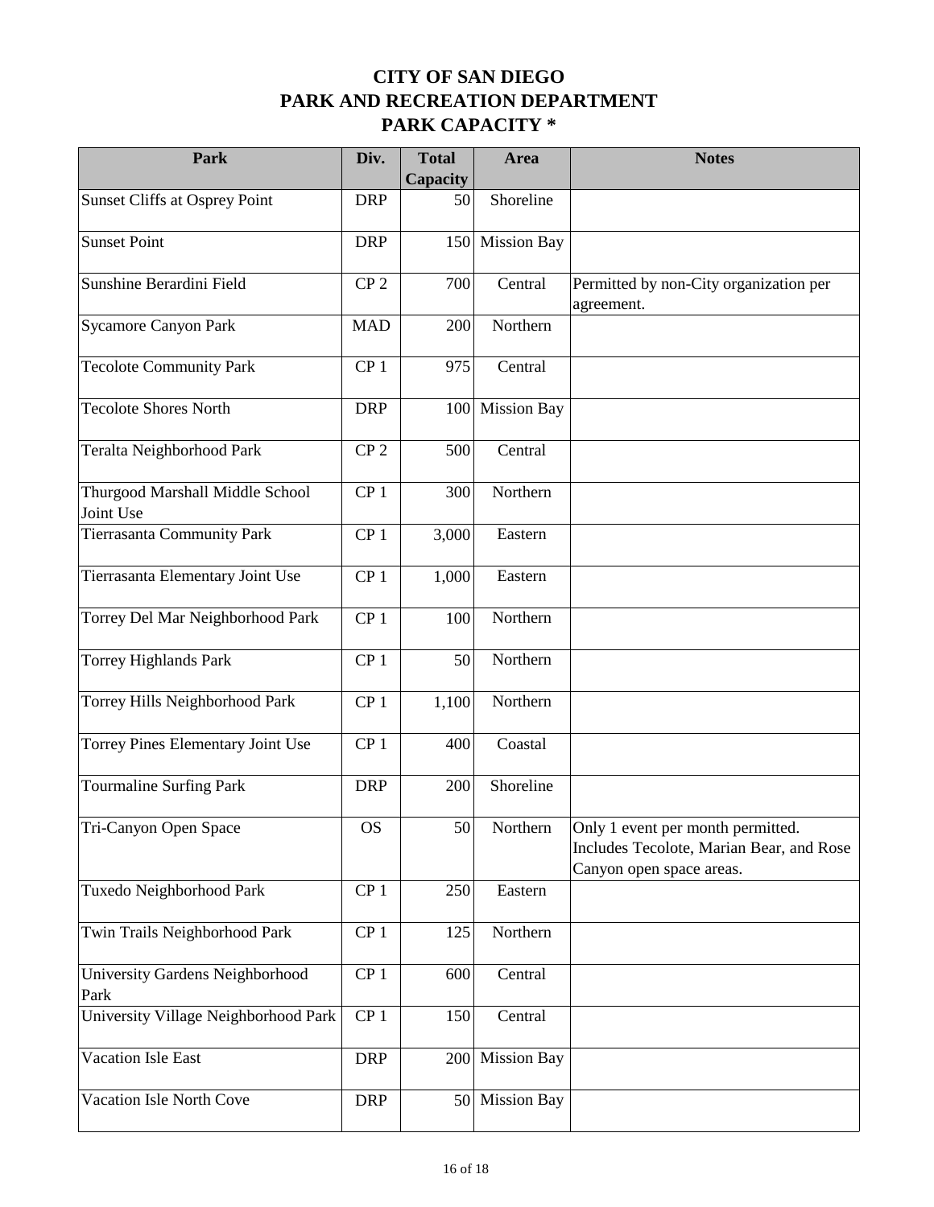# CITY OF SAN DIEGO
# PARK AND RECREATION DEPARTMENT
# PARK CAPACITY *

| Park | Div. | Total Capacity | Area | Notes |
|---|---|---|---|---|
| Sunset Cliffs at Osprey Point | DRP | 50 | Shoreline | |
| Sunset Point | DRP | 150 | Mission Bay | |
| Sunshine Berardini Field | CP 2 | 700 | Central | Permitted by non-City organization per agreement. |
| Sycamore Canyon Park | MAD | 200 | Northern | |
| Tecolote Community Park | CP 1 | 975 | Central | |
| Tecolote Shores North | DRP | 100 | Mission Bay | |
| Teralta Neighborhood Park | CP 2 | 500 | Central | |
| Thurgood Marshall Middle School Joint Use | CP 1 | 300 | Northern | |
| Tierrasanta Community Park | CP 1 | 3,000 | Eastern | |
| Tierrasanta Elementary Joint Use | CP 1 | 1,000 | Eastern | |
| Torrey Del Mar Neighborhood Park | CP 1 | 100 | Northern | |
| Torrey Highlands Park | CP 1 | 50 | Northern | |
| Torrey Hills Neighborhood Park | CP 1 | 1,100 | Northern | |
| Torrey Pines Elementary Joint Use | CP 1 | 400 | Coastal | |
| Tourmaline Surfing Park | DRP | 200 | Shoreline | |
| Tri-Canyon Open Space | OS | 50 | Northern | Only 1 event per month permitted. Includes Tecolote, Marian Bear, and Rose Canyon open space areas. |
| Tuxedo Neighborhood Park | CP 1 | 250 | Eastern | |
| Twin Trails Neighborhood Park | CP 1 | 125 | Northern | |
| University Gardens Neighborhood Park | CP 1 | 600 | Central | |
| University Village Neighborhood Park | CP 1 | 150 | Central | |
| Vacation Isle East | DRP | 200 | Mission Bay | |
| Vacation Isle North Cove | DRP | 50 | Mission Bay | |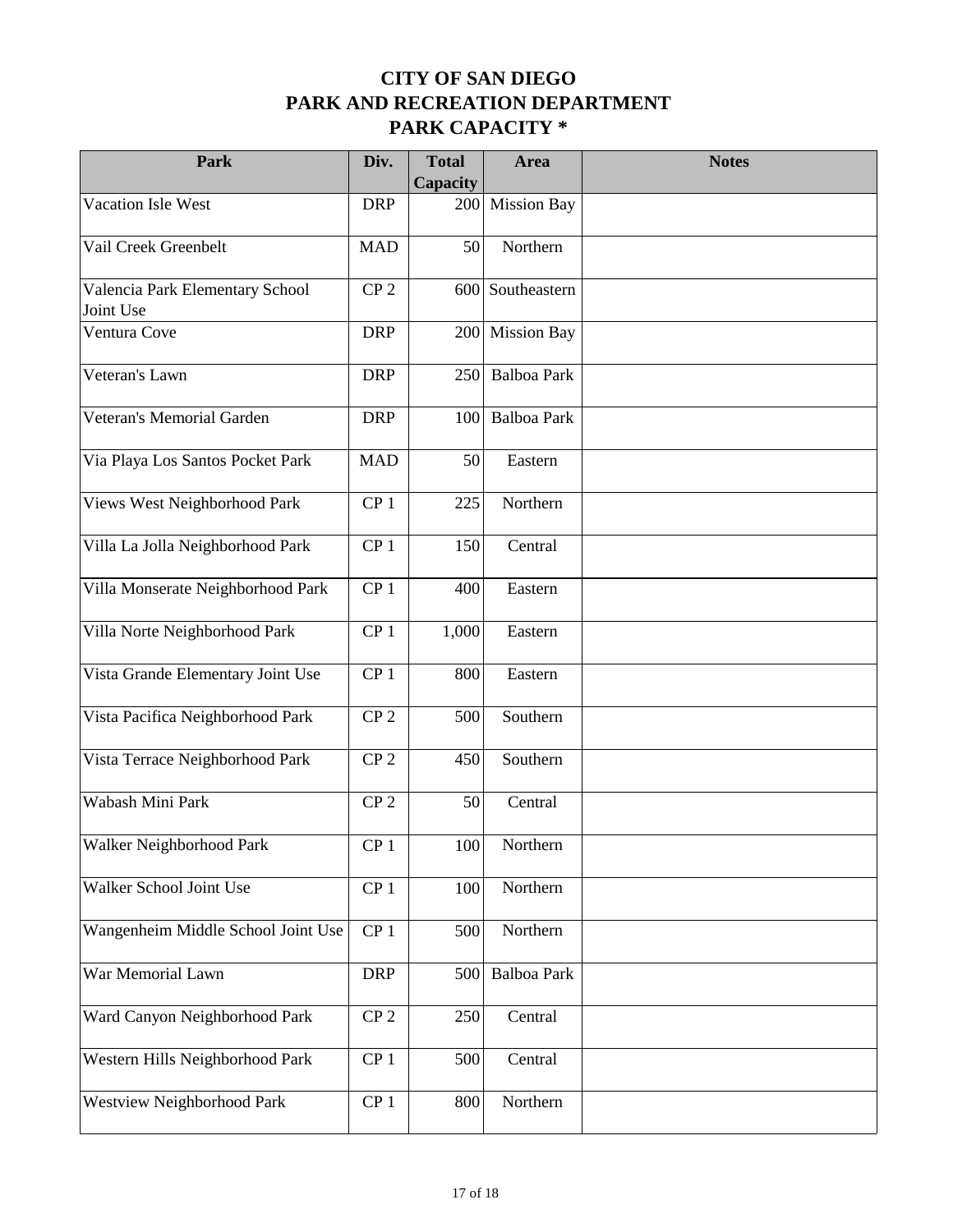# CITY OF SAN DIEGO
# PARK AND RECREATION DEPARTMENT
# PARK CAPACITY *

| Park | Div. | Total Capacity | Area | Notes |
|---|---|---|---|---|
| Vacation Isle West | DRP | 200 | Mission Bay | |
| Vail Creek Greenbelt | MAD | 50 | Northern | |
| Valencia Park Elementary School Joint Use | CP 2 | 600 | Southeastern | |
| Ventura Cove | DRP | 200 | Mission Bay | |
| Veteran's Lawn | DRP | 250 | Balboa Park | |
| Veteran's Memorial Garden | DRP | 100 | Balboa Park | |
| Via Playa Los Santos Pocket Park | MAD | 50 | Eastern | |
| Views West Neighborhood Park | CP 1 | 225 | Northern | |
| Villa La Jolla Neighborhood Park | CP 1 | 150 | Central | |
| Villa Monserate Neighborhood Park | CP 1 | 400 | Eastern | |
| Villa Norte Neighborhood Park | CP 1 | 1,000 | Eastern | |
| Vista Grande Elementary Joint Use | CP 1 | 800 | Eastern | |
| Vista Pacifica Neighborhood Park | CP 2 | 500 | Southern | |
| Vista Terrace Neighborhood Park | CP 2 | 450 | Southern | |
| Wabash Mini Park | CP 2 | 50 | Central | |
| Walker Neighborhood Park | CP 1 | 100 | Northern | |
| Walker School Joint Use | CP 1 | 100 | Northern | |
| Wangenheim Middle School Joint Use | CP 1 | 500 | Northern | |
| War Memorial Lawn | DRP | 500 | Balboa Park | |
| Ward Canyon Neighborhood Park | CP 2 | 250 | Central | |
| Western Hills Neighborhood Park | CP 1 | 500 | Central | |
| Westview Neighborhood Park | CP 1 | 800 | Northern | |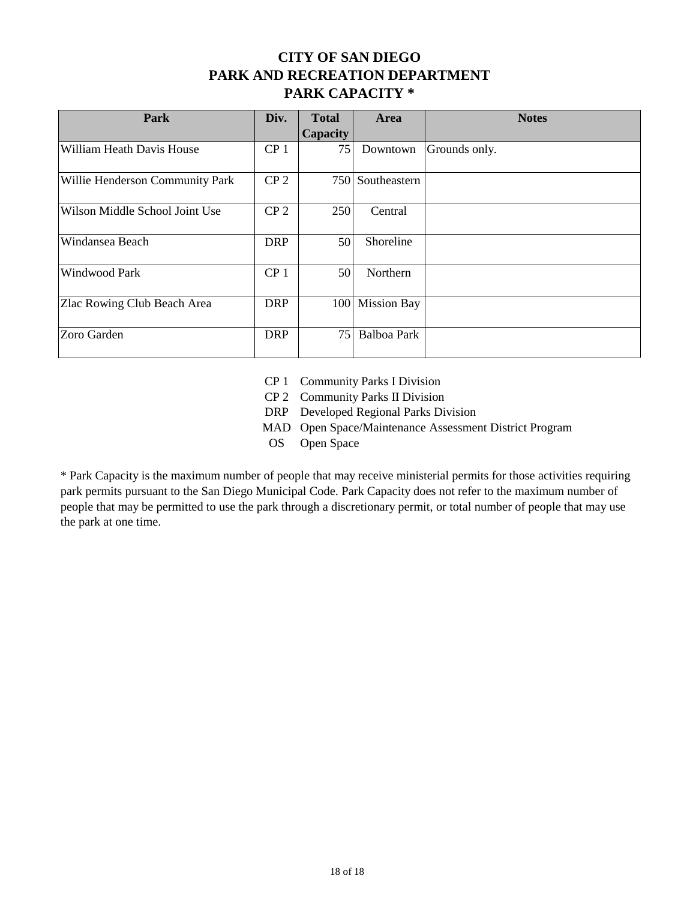# CITY OF SAN DIEGO
# PARK AND RECREATION DEPARTMENT
# PARK CAPACITY *

| Park | Div. | Total Capacity | Area | Notes |
|---|---|---|---|---|
| William Heath Davis House | CP 1 | 75 | Downtown | Grounds only. |
| Willie Henderson Community Park | CP 2 | 750 | Southeastern | |
| Wilson Middle School Joint Use | CP 2 | 250 | Central | |
| Windansea Beach | DRP | 50 | Shoreline | |
| Windwood Park | CP 1 | 50 | Northern | |
| Zlac Rowing Club Beach Area | DRP | 100 | Mission Bay | |
| Zoro Garden | DRP | 75 | Balboa Park | |

CP 1 Community Parks I Division
CP 2 Community Parks II Division
DRP Developed Regional Parks Division
MAD Open Space/Maintenance Assessment District Program
OS Open Space

* Park Capacity is the maximum number of people that may receive ministerial permits for those activities requiring park permits pursuant to the San Diego Municipal Code. Park Capacity does not refer to the maximum number of people that may be permitted to use the park through a discretionary permit, or total number of people that may use the park at one time.